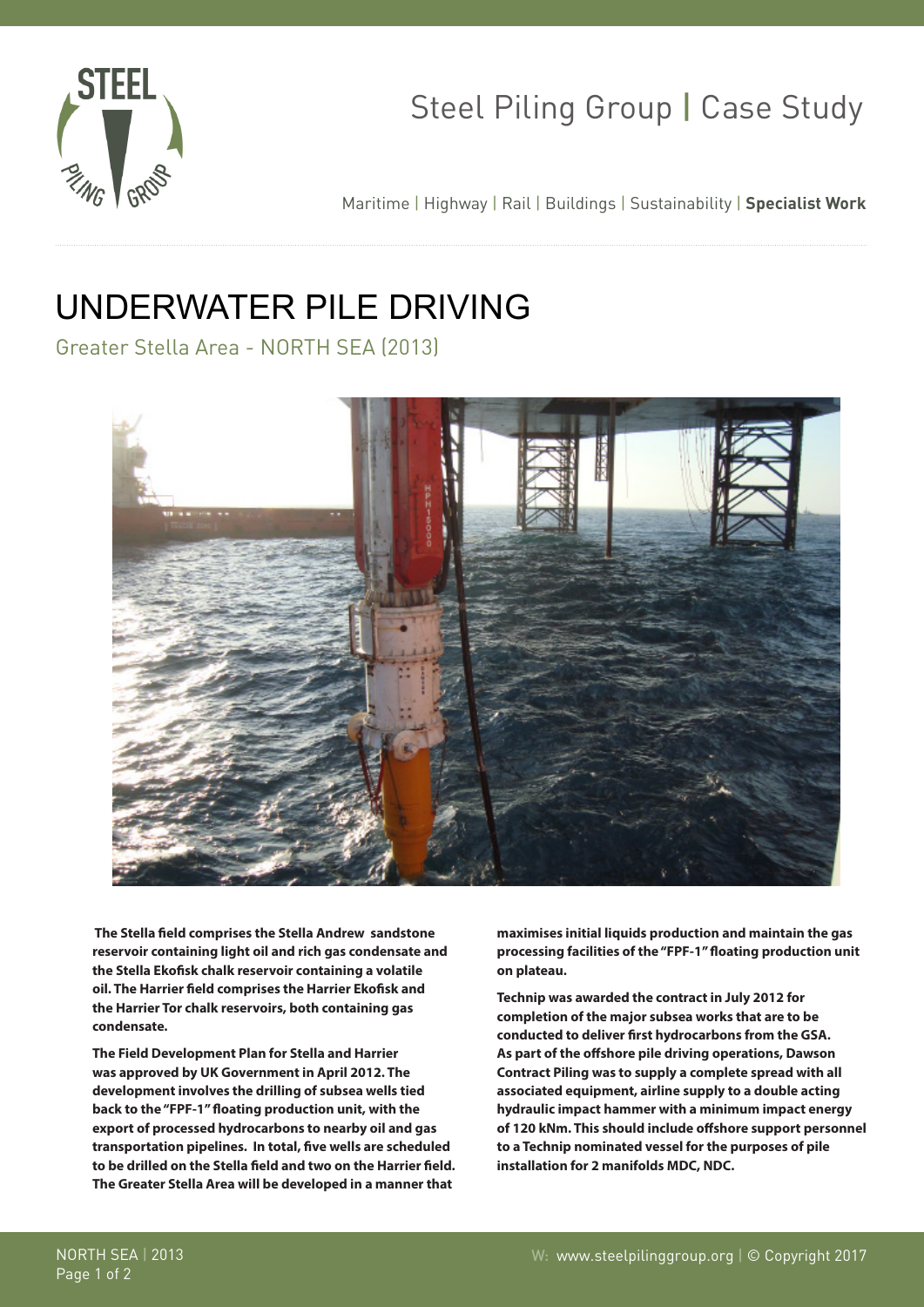Steel Piling Group | Case Study

Maritime | Highway | Rail | Buildings | Sustainability | **Specialist Work**

# UNDERWATER PILE DRIVING

## Greater Stella Area - NORTH SEA (2013)

**The Stella field comprises the Stella Andrew sandstone reservoir containing light oil and rich gas condensate and the Stella Ekofisk chalk reservoir containing a volatile oil. The Harrier field comprises the Harrier Ekofisk and the Harrier Tor chalk reservoirs, both containing gas condensate.**

**The Field Development Plan for Stella and Harrier was approved by UK Government in April 2012. The development involves the drilling of subsea wells tied back to the "FPF-1" floating production unit, with the export of processed hydrocarbons to nearby oil and gas transportation pipelines. In total, five wells are scheduled to be drilled on the Stella field and two on the Harrier field. The Greater Stella Area will be developed in a manner that maximises initial liquids production and maintain the gas processing facilities of the "FPF-1" floating production unit on plateau.**

**Technip was awarded the contract in July 2012 for completion of the major subsea works that are to be conducted to deliver first hydrocarbons from the GSA. As part of the offshore pile driving operations, Dawson Contract Piling was to supply a complete spread with all associated equipment, airline supply to a double acting hydraulic impact hammer with a minimum impact energy of 120 kNm. This should include offshore support personnel to a Technip nominated vessel for the purposes of pile installation for 2 manifolds MDC, NDC.**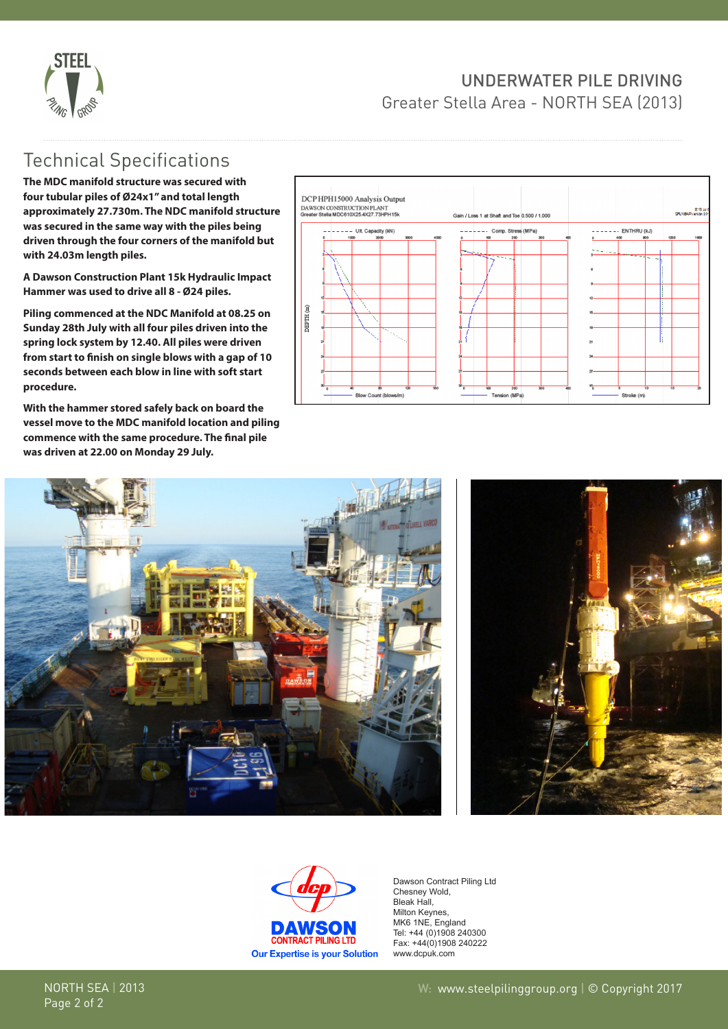# UNDERWATER PILE DRIVING

Greater Stella Area - NORTH SEA (2013)

## Technical Specifications

**The MDC manifold structure was secured with four tubular piles of Ø24x1" and total length approximately 27.730m. The NDC manifold structure was secured in the same way with the piles being driven through the four corners of the manifold but with 24.03m length piles.**

**A Dawson Construction Plant 15k Hydraulic Impact Hammer was used to drive all 8 - Ø24 piles.**

**Piling commenced at the NDC Manifold at 08.25 on Sunday 28th July with all four piles driven into the spring lock system by 12.40. All piles were driven from start to finish on single blows with a gap of 10 seconds between each blow in line with soft start procedure.**

**With the hammer stored safely back on board the vessel move to the MDC manifold location and piling commence with the same procedure. The final pile was driven at 22.00 on Monday 29 July.**

DCP HPH15000 Analysis Output
DAWSON CONSTRUCTION PLANT
Greater Stella MDC610X25.4X27.73HPH15k
Gain / Loss 1 at Shaft and Toe 0.500 / 1.000
Ult. Capacity (kN)
Comp. Stress (MPa)
ENTHRU (kJ)
DEPTH (m)
Blow Count (blows/m)
Tension (MPa)
Stroke (m)

Dawson Contract Piling Ltd
Chesney Wold,
Bleak Hall,
Milton Keynes,
MK6 1NE, England
Tel: +44 (0)1908 240300
Fax: +44(0)1908 240222
www.dcpuk.com

DAWSON CONTRACT PILING LTD
Our Expertise is your Solution